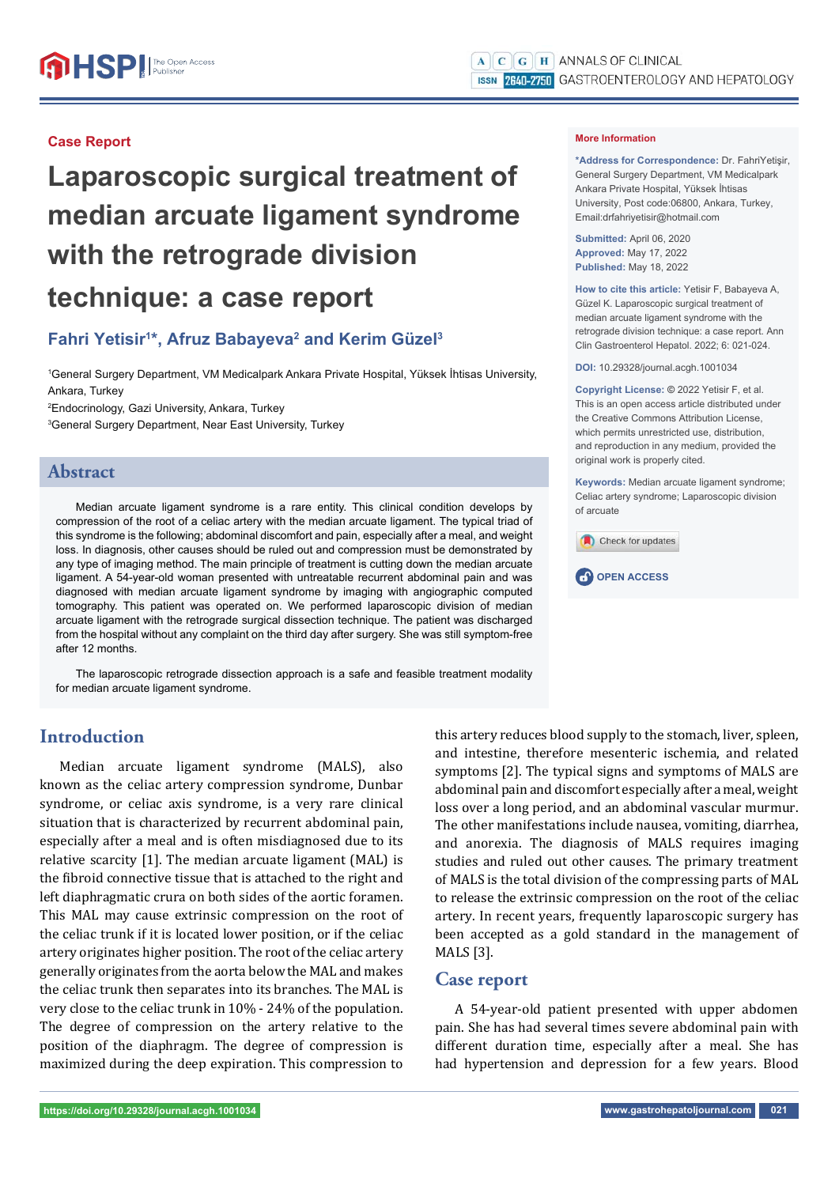Case Report

# Laparoscopic surgical treatment of median arcuate ligament syndrome with the retrograde division technique: a case report

**Fahri Yetisir[1]*, Afruz Babayeva[2] and Kerim Güzel[3]**

[1]General Surgery Department, VM Medicalpark Ankara Private Hospital, Yüksek İhtisas University, Ankara, Turkey

[2]Endocrinology, Gazi University, Ankara, Turkey

[3]General Surgery Department, Near East University, Turkey

**More Information**

***Address for Correspondence:** Dr. FahriYetişir, General Surgery Department, VM Medicalpark Ankara Private Hospital, Yüksek İhtisas University, Post code:06800, Ankara, Turkey, Email:drfahriyetisir@hotmail.com

**Submitted:** April 06, 2020
**Approved:** May 17, 2022
**Published:** May 18, 2022

**How to cite this article:** Yetisir F, Babayeva A, Güzel K. Laparoscopic surgical treatment of median arcuate ligament syndrome with the retrograde division technique: a case report. Ann Clin Gastroenterol Hepatol. 2022; 6: 021-024.

**DOI:** 10.29328/journal.acgh.1001034

**Copyright License:** © 2022 Yetisir F, et al. This is an open access article distributed under the Creative Commons Attribution License, which permits unrestricted use, distribution, and reproduction in any medium, provided the original work is properly cited.

**Keywords:** Median arcuate ligament syndrome; Celiac artery syndrome; Laparoscopic division of arcuate

OPEN ACCESS

## Abstract

Median arcuate ligament syndrome is a rare entity. This clinical condition develops by compression of the root of a celiac artery with the median arcuate ligament. The typical triad of this syndrome is the following; abdominal discomfort and pain, especially after a meal, and weight loss. In diagnosis, other causes should be ruled out and compression must be demonstrated by any type of imaging method. The main principle of treatment is cutting down the median arcuate ligament. A 54-year-old woman presented with untreatable recurrent abdominal pain and was diagnosed with median arcuate ligament syndrome by imaging with angiographic computed tomography. This patient was operated on. We performed laparoscopic division of median arcuate ligament with the retrograde surgical dissection technique. The patient was discharged from the hospital without any complaint on the third day after surgery. She was still symptom-free after 12 months.

The laparoscopic retrograde dissection approach is a safe and feasible treatment modality for median arcuate ligament syndrome.

## Introduction

Median arcuate ligament syndrome (MALS), also known as the celiac artery compression syndrome, Dunbar syndrome, or celiac axis syndrome, is a very rare clinical situation that is characterized by recurrent abdominal pain, especially after a meal and is often misdiagnosed due to its relative scarcity [1]. The median arcuate ligament (MAL) is the fibroid connective tissue that is attached to the right and left diaphragmatic crura on both sides of the aortic foramen. This MAL may cause extrinsic compression on the root of the celiac trunk if it is located lower position, or if the celiac artery originates higher position. The root of the celiac artery generally originates from the aorta below the MAL and makes the celiac trunk then separates into its branches. The MAL is very close to the celiac trunk in 10% - 24% of the population. The degree of compression on the artery relative to the position of the diaphragm. The degree of compression is maximized during the deep expiration. This compression to this artery reduces blood supply to the stomach, liver, spleen, and intestine, therefore mesenteric ischemia, and related symptoms [2]. The typical signs and symptoms of MALS are abdominal pain and discomfort especially after a meal, weight loss over a long period, and an abdominal vascular murmur. The other manifestations include nausea, vomiting, diarrhea, and anorexia. The diagnosis of MALS requires imaging studies and ruled out other causes. The primary treatment of MALS is the total division of the compressing parts of MAL to release the extrinsic compression on the root of the celiac artery. In recent years, frequently laparoscopic surgery has been accepted as a gold standard in the management of MALS [3].

## Case report

A 54-year-old patient presented with upper abdomen pain. She has had several times severe abdominal pain with different duration time, especially after a meal. She has had hypertension and depression for a few years. Blood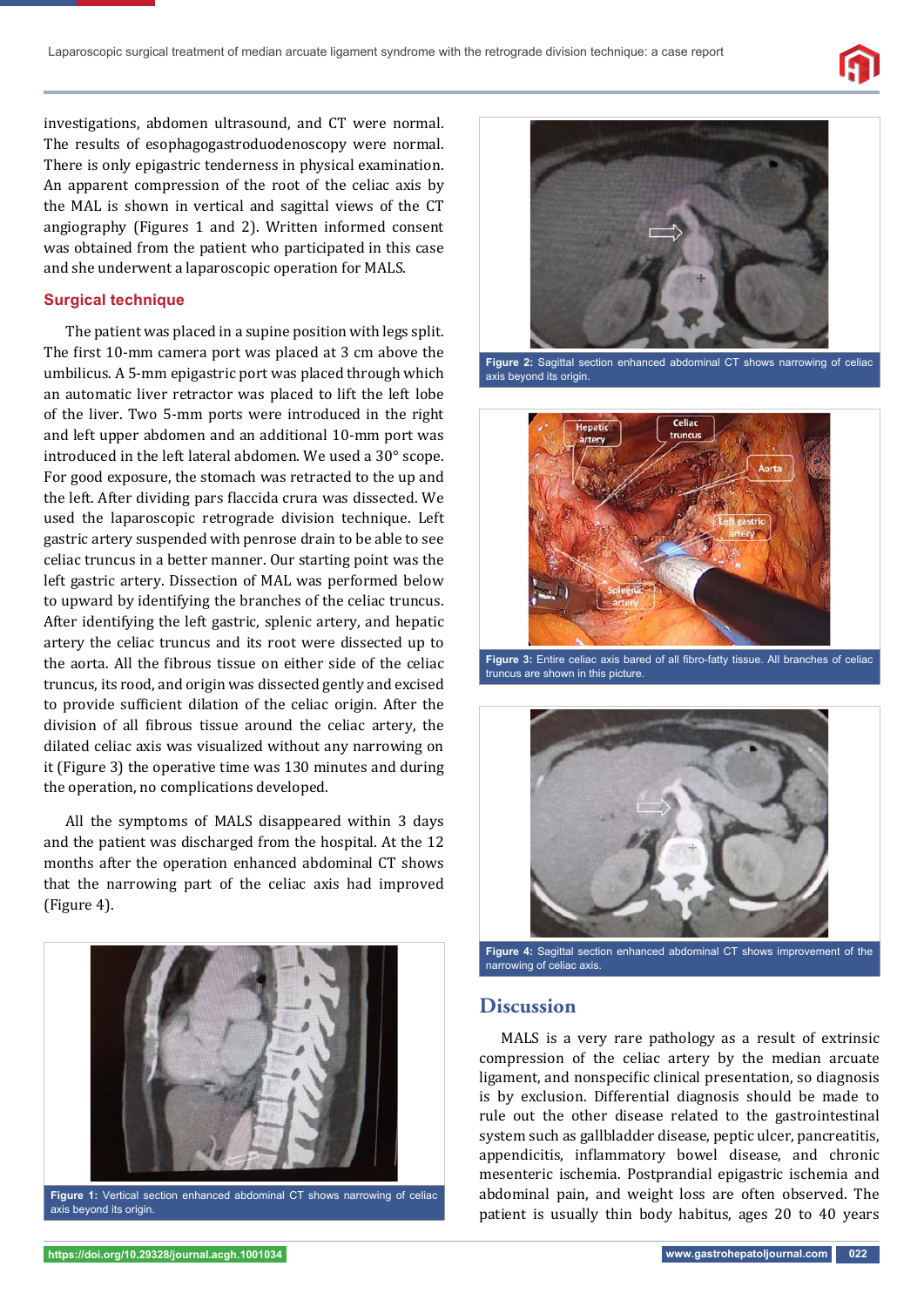investigations, abdomen ultrasound, and CT were normal. The results of esophagogastroduodenoscopy were normal. There is only epigastric tenderness in physical examination. An apparent compression of the root of the celiac axis by the MAL is shown in vertical and sagittal views of the CT angiography (Figures 1 and 2). Written informed consent was obtained from the patient who participated in this case and she underwent a laparoscopic operation for MALS.

## Surgical technique

The patient was placed in a supine position with legs split. The first 10-mm camera port was placed at 3 cm above the umbilicus. A 5-mm epigastric port was placed through which an automatic liver retractor was placed to lift the left lobe of the liver. Two 5-mm ports were introduced in the right and left upper abdomen and an additional 10-mm port was introduced in the left lateral abdomen. We used a 30° scope. For good exposure, the stomach was retracted to the up and the left. After dividing pars flaccida crura was dissected. We used the laparoscopic retrograde division technique. Left gastric artery suspended with penrose drain to be able to see celiac truncus in a better manner. Our starting point was the left gastric artery. Dissection of MAL was performed below to upward by identifying the branches of the celiac truncus. After identifying the left gastric, splenic artery, and hepatic artery the celiac truncus and its root were dissected up to the aorta. All the fibrous tissue on either side of the celiac truncus, its rood, and origin was dissected gently and excised to provide sufficient dilation of the celiac origin. After the division of all fibrous tissue around the celiac artery, the dilated celiac axis was visualized without any narrowing on it (Figure 3) the operative time was 130 minutes and during the operation, no complications developed.

All the symptoms of MALS disappeared within 3 days and the patient was discharged from the hospital. At the 12 months after the operation enhanced abdominal CT shows that the narrowing part of the celiac axis had improved (Figure 4).

**Figure 1:** Vertical section enhanced abdominal CT shows narrowing of celiac axis beyond its origin.

**Figure 2:** Sagittal section enhanced abdominal CT shows narrowing of celiac axis beyond its origin.

**Figure 3:** Entire celiac axis bared of all fibro-fatty tissue. All branches of celiac truncus are shown in this picture.

**Figure 4:** Sagittal section enhanced abdominal CT shows improvement of the narrowing of celiac axis.

## Discussion

MALS is a very rare pathology as a result of extrinsic compression of the celiac artery by the median arcuate ligament, and nonspecific clinical presentation, so diagnosis is by exclusion. Differential diagnosis should be made to rule out the other disease related to the gastrointestinal system such as gallbladder disease, peptic ulcer, pancreatitis, appendicitis, inflammatory bowel disease, and chronic mesenteric ischemia. Postprandial epigastric ischemia and abdominal pain, and weight loss are often observed. The patient is usually thin body habitus, ages 20 to 40 years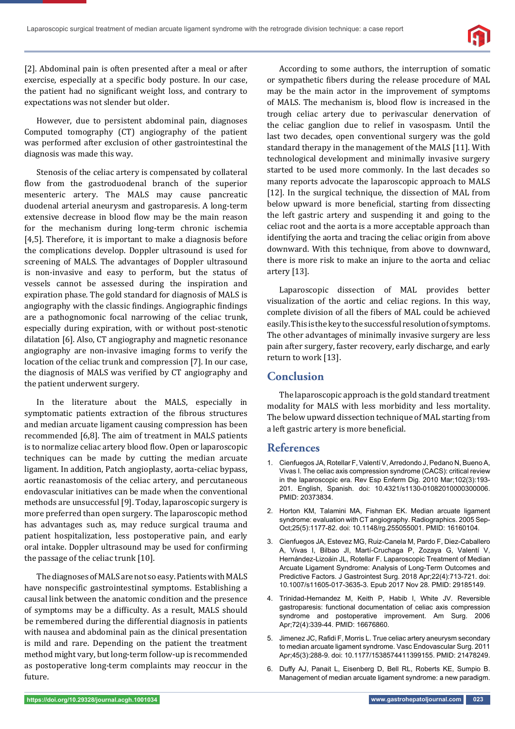[2]. Abdominal pain is often presented after a meal or after exercise, especially at a specific body posture. In our case, the patient had no significant weight loss, and contrary to expectations was not slender but older.

However, due to persistent abdominal pain, diagnoses Computed tomography (CT) angiography of the patient was performed after exclusion of other gastrointestinal the diagnosis was made this way.

Stenosis of the celiac artery is compensated by collateral flow from the gastroduodenal branch of the superior mesenteric artery. The MALS may cause pancreatic duodenal arterial aneurysm and gastroparesis. A long-term extensive decrease in blood flow may be the main reason for the mechanism during long-term chronic ischemia [4,5]. Therefore, it is important to make a diagnosis before the complications develop. Doppler ultrasound is used for screening of MALS. The advantages of Doppler ultrasound is non-invasive and easy to perform, but the status of vessels cannot be assessed during the inspiration and expiration phase. The gold standard for diagnosis of MALS is angiography with the classic findings. Angiographic findings are a pathognomonic focal narrowing of the celiac trunk, especially during expiration, with or without post-stenotic dilatation [6]. Also, CT angiography and magnetic resonance angiography are non-invasive imaging forms to verify the location of the celiac trunk and compression [7]. In our case, the diagnosis of MALS was verified by CT angiography and the patient underwent surgery.

In the literature about the MALS, especially in symptomatic patients extraction of the fibrous structures and median arcuate ligament causing compression has been recommended [6,8]. The aim of treatment in MALS patients is to normalize celiac artery blood flow. Open or laparoscopic techniques can be made by cutting the median arcuate ligament. In addition, Patch angioplasty, aorta-celiac bypass, aortic reanastomosis of the celiac artery, and percutaneous endovascular initiatives can be made when the conventional methods are unsuccessful [9]. Today, laparoscopic surgery is more preferred than open surgery. The laparoscopic method has advantages such as, may reduce surgical trauma and patient hospitalization, less postoperative pain, and early oral intake. Doppler ultrasound may be used for confirming the passage of the celiac trunk [10].

The diagnoses of MALS are not so easy. Patients with MALS have nonspecific gastrointestinal symptoms. Establishing a causal link between the anatomic condition and the presence of symptoms may be a difficulty. As a result, MALS should be remembered during the differential diagnosis in patients with nausea and abdominal pain as the clinical presentation is mild and rare. Depending on the patient the treatment method might vary, but long-term follow-up is recommended as postoperative long-term complaints may reoccur in the future.

According to some authors, the interruption of somatic or sympathetic fibers during the release procedure of MAL may be the main actor in the improvement of symptoms of MALS. The mechanism is, blood flow is increased in the trough celiac artery due to perivascular denervation of the celiac ganglion due to relief in vasospasm. Until the last two decades, open conventional surgery was the gold standard therapy in the management of the MALS [11]. With technological development and minimally invasive surgery started to be used more commonly. In the last decades so many reports advocate the laparoscopic approach to MALS [12]. In the surgical technique, the dissection of MAL from below upward is more beneficial, starting from dissecting the left gastric artery and suspending it and going to the celiac root and the aorta is a more acceptable approach than identifying the aorta and tracing the celiac origin from above downward. With this technique, from above to downward, there is more risk to make an injure to the aorta and celiac artery [13].

Laparoscopic dissection of MAL provides better visualization of the aortic and celiac regions. In this way, complete division of all the fibers of MAL could be achieved easily. This is the key to the successful resolution of symptoms. The other advantages of minimally invasive surgery are less pain after surgery, faster recovery, early discharge, and early return to work [13].

## Conclusion

The laparoscopic approach is the gold standard treatment modality for MALS with less morbidity and less mortality. The below upward dissection technique of MAL starting from a left gastric artery is more beneficial.

## References

1. Cienfuegos JA, Rotellar F, Valentí V, Arredondo J, Pedano N, Bueno A, Vivas I. The celiac axis compression syndrome (CACS): critical review in the laparoscopic era. Rev Esp Enferm Dig. 2010 Mar;102(3):193-201. English, Spanish. doi: 10.4321/s1130-01082010000300006. PMID: 20373834.
2. Horton KM, Talamini MA, Fishman EK. Median arcuate ligament syndrome: evaluation with CT angiography. Radiographics. 2005 Sep-Oct;25(5):1177-82. doi: 10.1148/rg.255055001. PMID: 16160104.
3. Cienfuegos JA, Estevez MG, Ruiz-Canela M, Pardo F, Diez-Caballero A, Vivas I, Bilbao JI, Martí-Cruchaga P, Zozaya G, Valentí V, Hernández-Lizoáin JL, Rotellar F. Laparoscopic Treatment of Median Arcuate Ligament Syndrome: Analysis of Long-Term Outcomes and Predictive Factors. J Gastrointest Surg. 2018 Apr;22(4):713-721. doi: 10.1007/s11605-017-3635-3. Epub 2017 Nov 28. PMID: 29185149.
4. Trinidad-Hernandez M, Keith P, Habib I, White JV. Reversible gastroparesis: functional documentation of celiac axis compression syndrome and postoperative improvement. Am Surg. 2006 Apr;72(4):339-44. PMID: 16676860.
5. Jimenez JC, Rafidi F, Morris L. True celiac artery aneurysm secondary to median arcuate ligament syndrome. Vasc Endovascular Surg. 2011 Apr;45(3):288-9. doi: 10.1177/1538574411399155. PMID: 21478249.
6. Duffy AJ, Panait L, Eisenberg D, Bell RL, Roberts KE, Sumpio B. Management of median arcuate ligament syndrome: a new paradigm.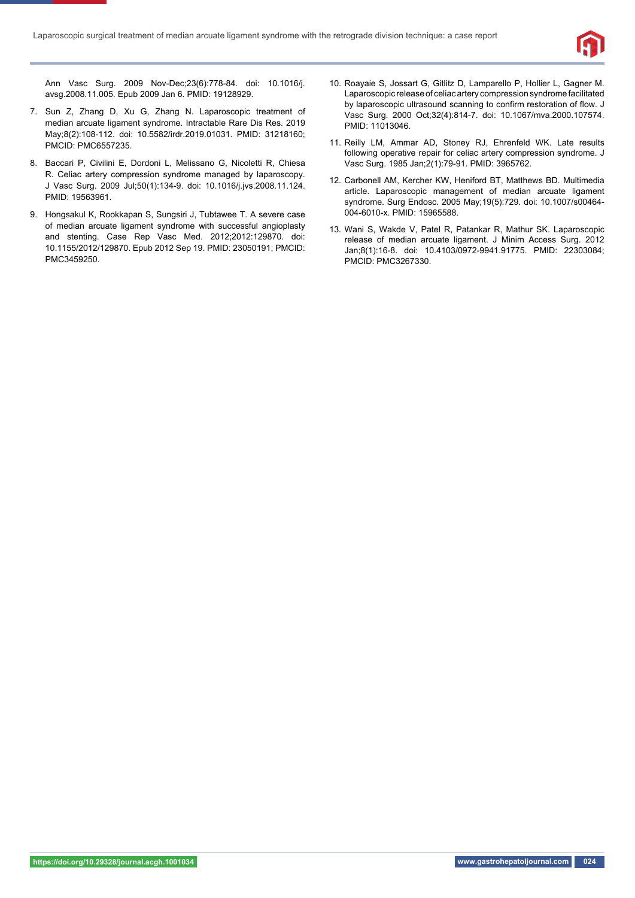Ann Vasc Surg. 2009 Nov-Dec;23(6):778-84. doi: 10.1016/j.avsg.2008.11.005. Epub 2009 Jan 6. PMID: 19128929.

7. Sun Z, Zhang D, Xu G, Zhang N. Laparoscopic treatment of median arcuate ligament syndrome. Intractable Rare Dis Res. 2019 May;8(2):108-112. doi: 10.5582/irdr.2019.01031. PMID: 31218160; PMCID: PMC6557235.

8. Baccari P, Civilini E, Dordoni L, Melissano G, Nicoletti R, Chiesa R. Celiac artery compression syndrome managed by laparoscopy. J Vasc Surg. 2009 Jul;50(1):134-9. doi: 10.1016/j.jvs.2008.11.124. PMID: 19563961.

9. Hongsakul K, Rookkapan S, Sungsiri J, Tubtawee T. A severe case of median arcuate ligament syndrome with successful angioplasty and stenting. Case Rep Vasc Med. 2012;2012:129870. doi: 10.1155/2012/129870. Epub 2012 Sep 19. PMID: 23050191; PMCID: PMC3459250.

10. Roayaie S, Jossart G, Gitlitz D, Lamparello P, Hollier L, Gagner M. Laparoscopic release of celiac artery compression syndrome facilitated by laparoscopic ultrasound scanning to confirm restoration of flow. J Vasc Surg. 2000 Oct;32(4):814-7. doi: 10.1067/mva.2000.107574. PMID: 11013046.

11. Reilly LM, Ammar AD, Stoney RJ, Ehrenfeld WK. Late results following operative repair for celiac artery compression syndrome. J Vasc Surg. 1985 Jan;2(1):79-91. PMID: 3965762.

12. Carbonell AM, Kercher KW, Heniford BT, Matthews BD. Multimedia article. Laparoscopic management of median arcuate ligament syndrome. Surg Endosc. 2005 May;19(5):729. doi: 10.1007/s00464-004-6010-x. PMID: 15965588.

13. Wani S, Wakde V, Patel R, Patankar R, Mathur SK. Laparoscopic release of median arcuate ligament. J Minim Access Surg. 2012 Jan;8(1):16-8. doi: 10.4103/0972-9941.91775. PMID: 22303084; PMCID: PMC3267330.